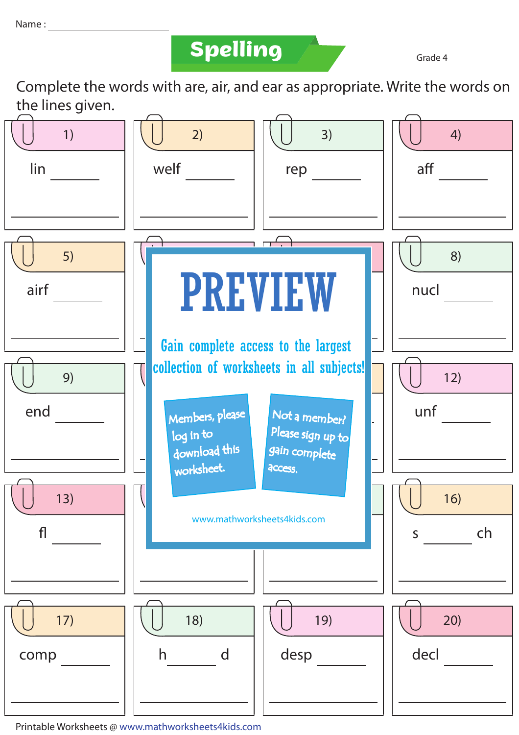Name : ____________________

# Spelling

Grade 4

Complete the words with are, air, and ear as appropriate. Write the words on the lines given.

1) lin ______

______________

2) welf ______

______________

3) rep ______

______________

4) aff ______

______________

5) airf ______

______________

8) nucl ______

______________

9) end ______

______________

12) unf ______

______________

13) fl ______

______________

16) s ______ ch

______________

17) comp ______

______________

18) h ______ d

______________

19) desp ______

______________

20) decl ______

______________

PREVIEW

Gain complete access to the largest collection of worksheets in all subjects!

Members, please log in to download this worksheet.

Not a member? Please sign up to gain complete access.

www.mathworksheets4kids.com

Printable Worksheets @ www.mathworksheets4kids.com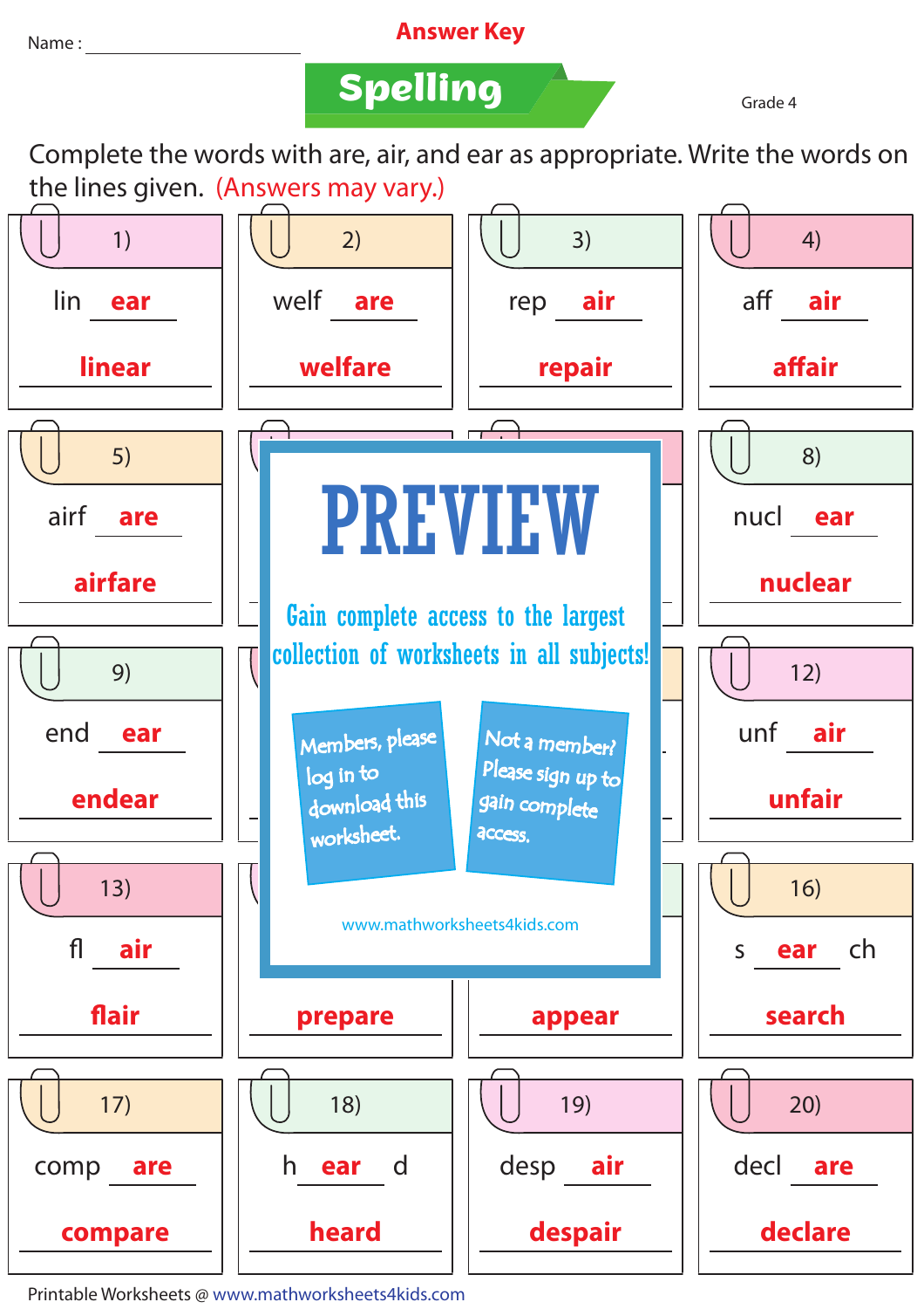Name : ____________________

**Answer Key**

# Spelling

Grade 4

Complete the words with are, air, and ear as appropriate. Write the words on the lines given. (Answers may vary.)

1) lin **ear** — **linear**

2) welf **are** — **welfare**

3) rep **air** — **repair**

4) aff **air** — **affair**

5) airf **are** — **airfare**

8) nucl **ear** — **nuclear**

9) end **ear** — **endear**

12) unf **air** — **unfair**

13) fl **air** — **flair**

**prepare**

**appear**

16) s **ear** ch — **search**

17) comp **are** — **compare**

18) h **ear** d — **heard**

19) desp **air** — **despair**

20) decl **are** — **declare**

PREVIEW

Gain complete access to the largest collection of worksheets in all subjects!

Members, please log in to download this worksheet.

Not a member? Please sign up to gain complete access.

www.mathworksheets4kids.com

Printable Worksheets @ www.mathworksheets4kids.com